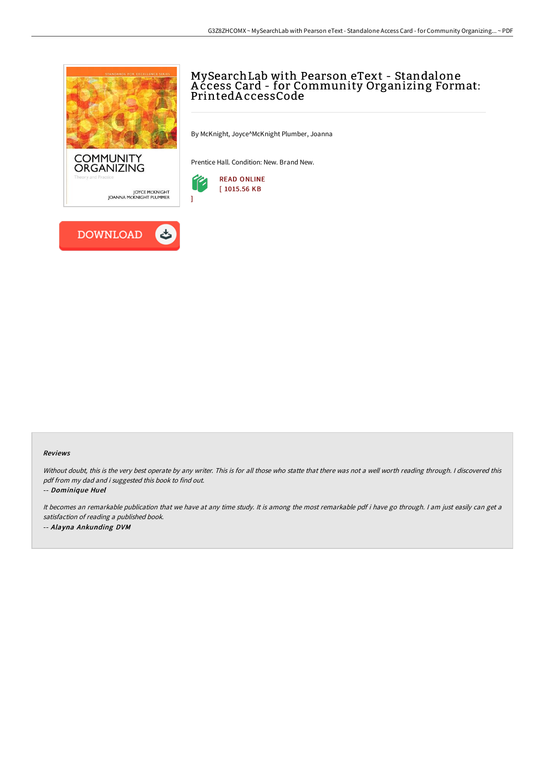# MySearchLab with Pearson eText - Standalone Access Card - for Community Organizing Format: PrintedAccessCode

By McKnight, Joyce^McKnight Plumber, Joanna

Prentice Hall. Condition: New. Brand New.

READ ONLINE
[ 1015.56 KB ]

DOWNLOAD

### Reviews

*Without doubt, this is the very best operate by any writer. This is for all those who statte that there was not a well worth reading through. I discovered this pdf from my dad and i suggested this book to find out.*

*-- **Dominique Huel***

*It becomes an remarkable publication that we have at any time study. It is among the most remarkable pdf i have go through. I am just easily can get a satisfaction of reading a published book.*

*-- **Alayna Ankunding DVM***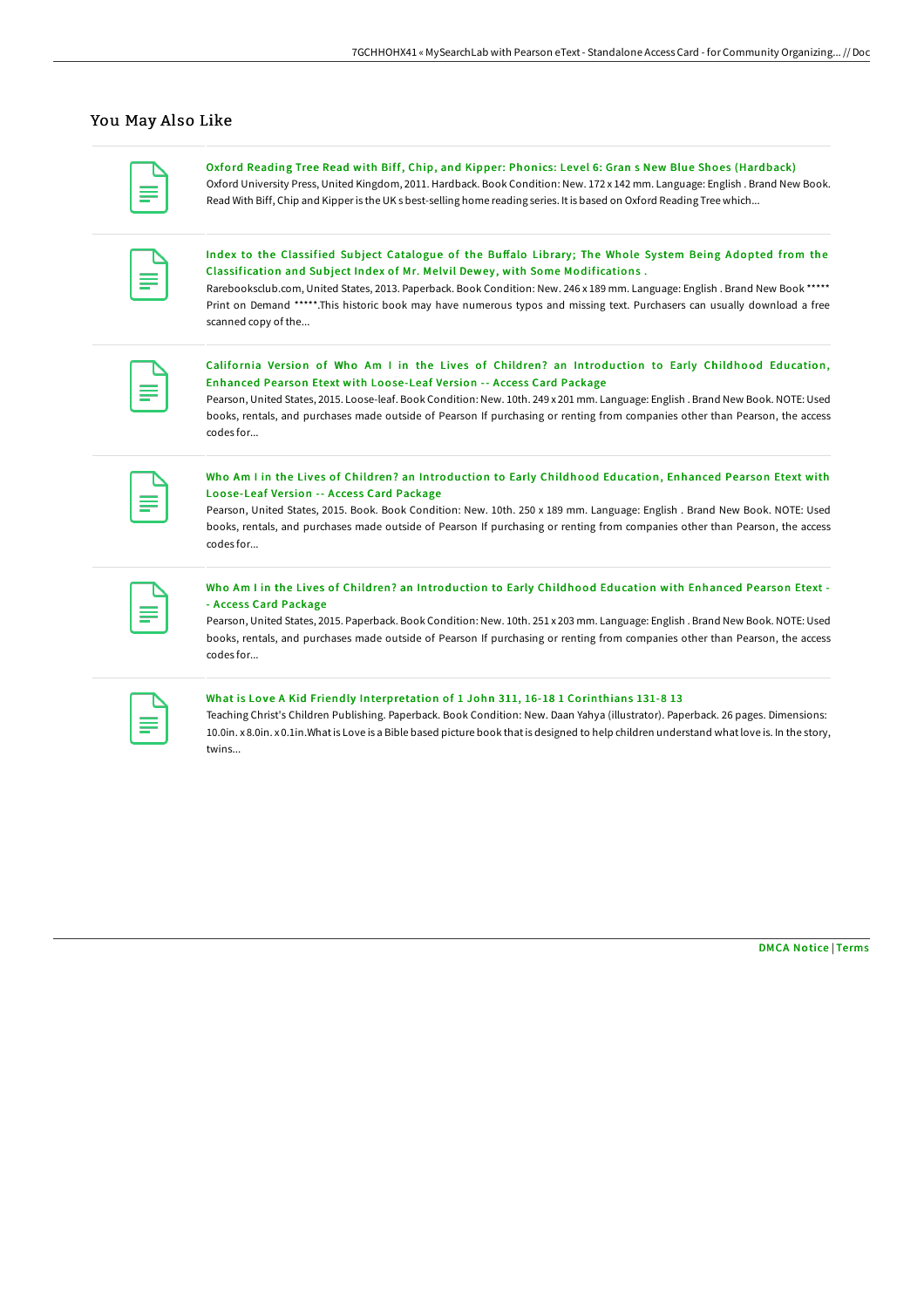## You May Also Like

**Oxford Reading Tree Read with Biff, Chip, and Kipper: Phonics: Level 6: Gran s New Blue Shoes (Hardback)**
Oxford University Press, United Kingdom, 2011. Hardback. Book Condition: New. 172 x 142 mm. Language: English . Brand New Book. Read With Biff, Chip and Kipper is the UK s best-selling home reading series. It is based on Oxford Reading Tree which...

**Index to the Classified Subject Catalogue of the Buffalo Library; The Whole System Being Adopted from the Classification and Subject Index of Mr. Melvil Dewey, with Some Modifications .**
Rarebooksclub.com, United States, 2013. Paperback. Book Condition: New. 246 x 189 mm. Language: English . Brand New Book ***** Print on Demand *****.This historic book may have numerous typos and missing text. Purchasers can usually download a free scanned copy of the...

**California Version of Who Am I in the Lives of Children? an Introduction to Early Childhood Education, Enhanced Pearson Etext with Loose-Leaf Version -- Access Card Package**
Pearson, United States, 2015. Loose-leaf. Book Condition: New. 10th. 249 x 201 mm. Language: English . Brand New Book. NOTE: Used books, rentals, and purchases made outside of Pearson If purchasing or renting from companies other than Pearson, the access codes for...

**Who Am I in the Lives of Children? an Introduction to Early Childhood Education, Enhanced Pearson Etext with Loose-Leaf Version -- Access Card Package**
Pearson, United States, 2015. Book. Book Condition: New. 10th. 250 x 189 mm. Language: English . Brand New Book. NOTE: Used books, rentals, and purchases made outside of Pearson If purchasing or renting from companies other than Pearson, the access codes for...

**Who Am I in the Lives of Children? an Introduction to Early Childhood Education with Enhanced Pearson Etext -- Access Card Package**
Pearson, United States, 2015. Paperback. Book Condition: New. 10th. 251 x 203 mm. Language: English . Brand New Book. NOTE: Used books, rentals, and purchases made outside of Pearson If purchasing or renting from companies other than Pearson, the access codes for...

**What is Love A Kid Friendly Interpretation of 1 John 311, 16-18 1 Corinthians 131-8 13**
Teaching Christ's Children Publishing. Paperback. Book Condition: New. Daan Yahya (illustrator). Paperback. 26 pages. Dimensions: 10.0in. x 8.0in. x 0.1in.What is Love is a Bible based picture book that is designed to help children understand what love is. In the story, twins...

DMCA Notice | Terms